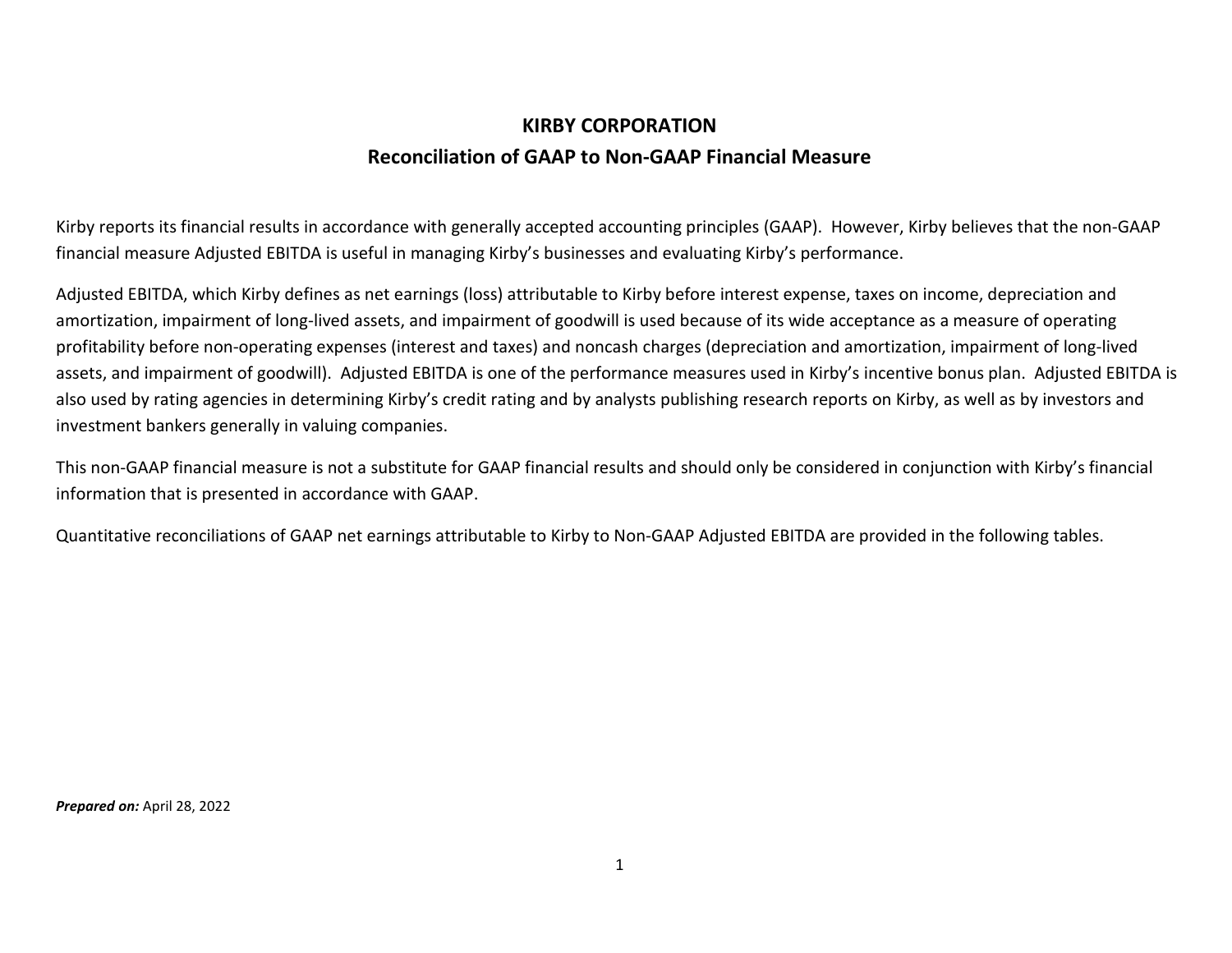# KIRBY CORPORATION

## Reconciliation of GAAP to Non-GAAP Financial Measure

Kirby reports its financial results in accordance with generally accepted accounting principles (GAAP). However, Kirby believes that the non-GAAP financial measure Adjusted EBITDA is useful in managing Kirby's businesses and evaluating Kirby's performance.

Adjusted EBITDA, which Kirby defines as net earnings (loss) attributable to Kirby before interest expense, taxes on income, depreciation and amortization, impairment of long-lived assets, and impairment of goodwill is used because of its wide acceptance as a measure of operating profitability before non-operating expenses (interest and taxes) and noncash charges (depreciation and amortization, impairment of long-lived assets, and impairment of goodwill). Adjusted EBITDA is one of the performance measures used in Kirby's incentive bonus plan. Adjusted EBITDA is also used by rating agencies in determining Kirby's credit rating and by analysts publishing research reports on Kirby, as well as by investors and investment bankers generally in valuing companies.

This non-GAAP financial measure is not a substitute for GAAP financial results and should only be considered in conjunction with Kirby's financial information that is presented in accordance with GAAP.

Quantitative reconciliations of GAAP net earnings attributable to Kirby to Non-GAAP Adjusted EBITDA are provided in the following tables.

***Prepared on:*** April 28, 2022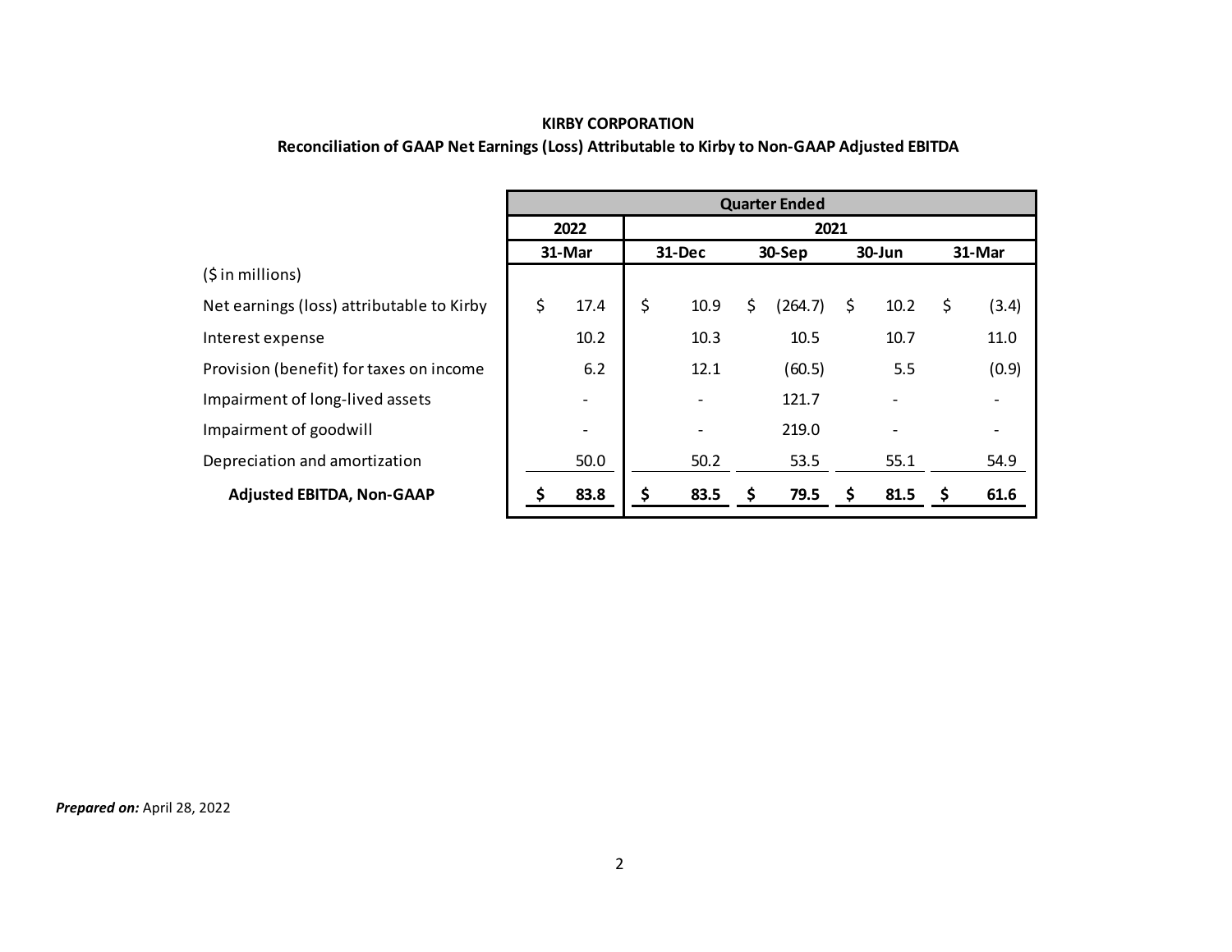**KIRBY CORPORATION**

**Reconciliation of GAAP Net Earnings (Loss) Attributable to Kirby to Non-GAAP Adjusted EBITDA**

| | Quarter Ended | | | | |
|---|---|---|---|---|---|
| | 2022 | 2021 | | | |
| ($ in millions) | 31-Mar | 31-Dec | 30-Sep | 30-Jun | 31-Mar |
| Net earnings (loss) attributable to Kirby | $ 17.4 | $ 10.9 | $ (264.7) | $ 10.2 | $ (3.4) |
| Interest expense | 10.2 | 10.3 | 10.5 | 10.7 | 11.0 |
| Provision (benefit) for taxes on income | 6.2 | 12.1 | (60.5) | 5.5 | (0.9) |
| Impairment of long-lived assets | - | - | 121.7 | - | - |
| Impairment of goodwill | - | - | 219.0 | - | - |
| Depreciation and amortization | 50.0 | 50.2 | 53.5 | 55.1 | 54.9 |
| **Adjusted EBITDA, Non-GAAP** | **$ 83.8** | **$ 83.5** | **$ 79.5** | **$ 81.5** | **$ 61.6** |

***Prepared on:*** April 28, 2022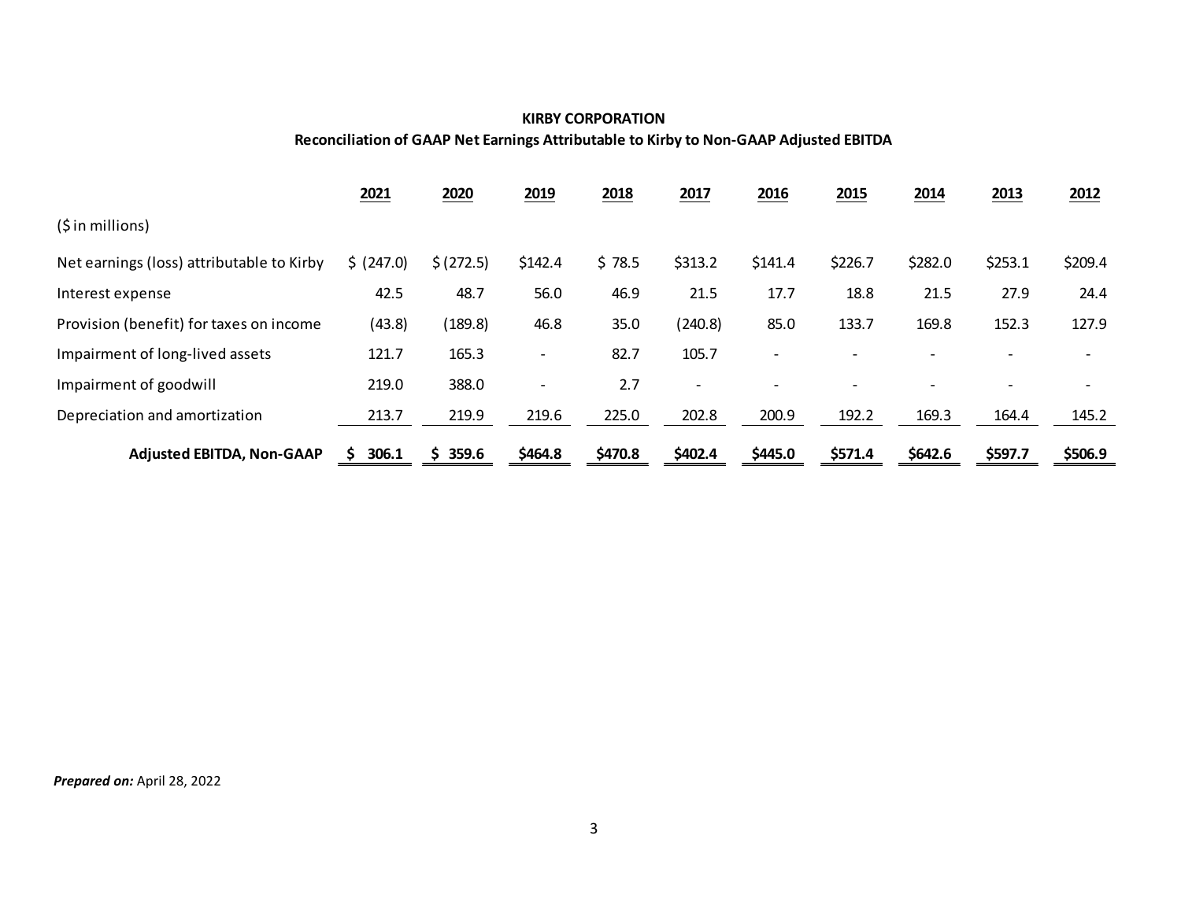**KIRBY CORPORATION**

**Reconciliation of GAAP Net Earnings Attributable to Kirby to Non-GAAP Adjusted EBITDA**

| | 2021 | 2020 | 2019 | 2018 | 2017 | 2016 | 2015 | 2014 | 2013 | 2012 |
|---|---|---|---|---|---|---|---|---|---|---|
| ($ in millions) | | | | | | | | | | |
| Net earnings (loss) attributable to Kirby | $ (247.0) | $ (272.5) | $142.4 | $ 78.5 | $313.2 | $141.4 | $226.7 | $282.0 | $253.1 | $209.4 |
| Interest expense | 42.5 | 48.7 | 56.0 | 46.9 | 21.5 | 17.7 | 18.8 | 21.5 | 27.9 | 24.4 |
| Provision (benefit) for taxes on income | (43.8) | (189.8) | 46.8 | 35.0 | (240.8) | 85.0 | 133.7 | 169.8 | 152.3 | 127.9 |
| Impairment of long-lived assets | 121.7 | 165.3 | - | 82.7 | 105.7 | - | - | - | - | - |
| Impairment of goodwill | 219.0 | 388.0 | - | 2.7 | - | - | - | - | - | - |
| Depreciation and amortization | 213.7 | 219.9 | 219.6 | 225.0 | 202.8 | 200.9 | 192.2 | 169.3 | 164.4 | 145.2 |
| **Adjusted EBITDA, Non-GAAP** | **$ 306.1** | **$ 359.6** | **$464.8** | **$470.8** | **$402.4** | **$445.0** | **$571.4** | **$642.6** | **$597.7** | **$506.9** |

***Prepared on:*** April 28, 2022